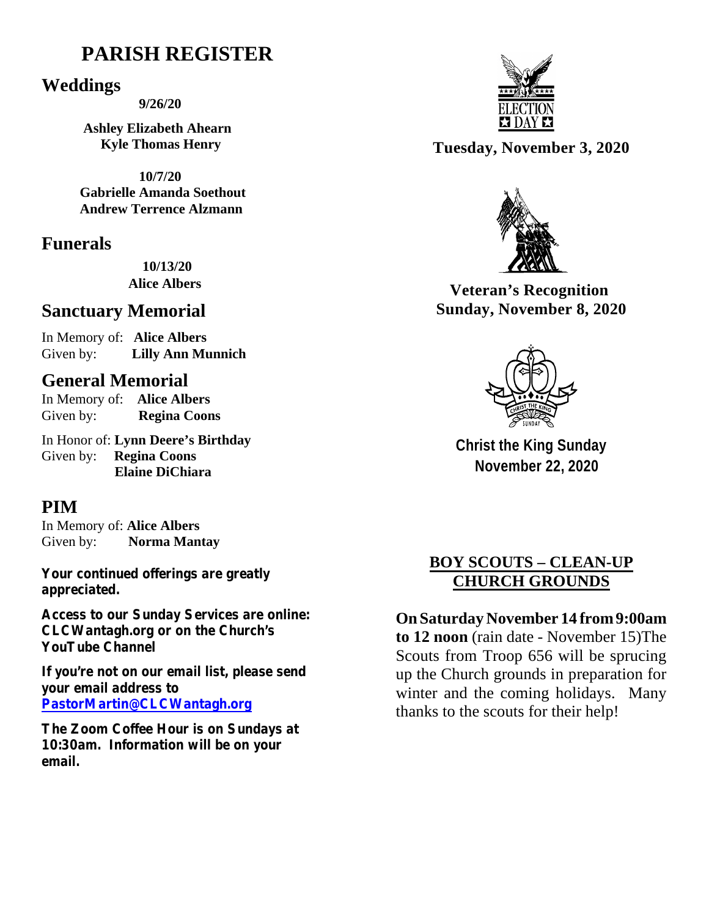# PARISH REGISTER

## Weddings

**9/26/20**

**Ashley Elizabeth Ahearn**
**Kyle Thomas Henry**

**10/7/20**
**Gabrielle Amanda Soethout**
**Andrew Terrence Alzmann**

## Funerals

**10/13/20**
**Alice Albers**

## Sanctuary Memorial

In Memory of: **Alice Albers**
Given by: **Lilly Ann Munnich**

## General Memorial

In Memory of: **Alice Albers**
Given by: **Regina Coons**

In Honor of: **Lynn Deere's Birthday**
Given by: **Regina Coons**
**Elaine DiChiara**

## PIM

In Memory of: **Alice Albers**
Given by: **Norma Mantay**

**Your continued offerings are greatly appreciated.**

**Access to our Sunday Services are online: CLCWantagh.org or on the Church's YouTube Channel**

**If you're not on our email list, please send your email address to [PastorMartin@CLCWantagh.org](mailto:PastorMartin@CLCWantagh.org)**

**The Zoom Coffee Hour is on Sundays at 10:30am. Information will be on your email.**

ELECTION DAY

**Tuesday, November 3, 2020**

**Veteran's Recognition**
**Sunday, November 8, 2020**

CHRIST THE KING SUNDAY

**Christ the King Sunday**
**November 22, 2020**

## BOY SCOUTS – CLEAN-UP CHURCH GROUNDS

**On Saturday November 14 from 9:00am to 12 noon** (rain date - November 15)The Scouts from Troop 656 will be sprucing up the Church grounds in preparation for winter and the coming holidays. Many thanks to the scouts for their help!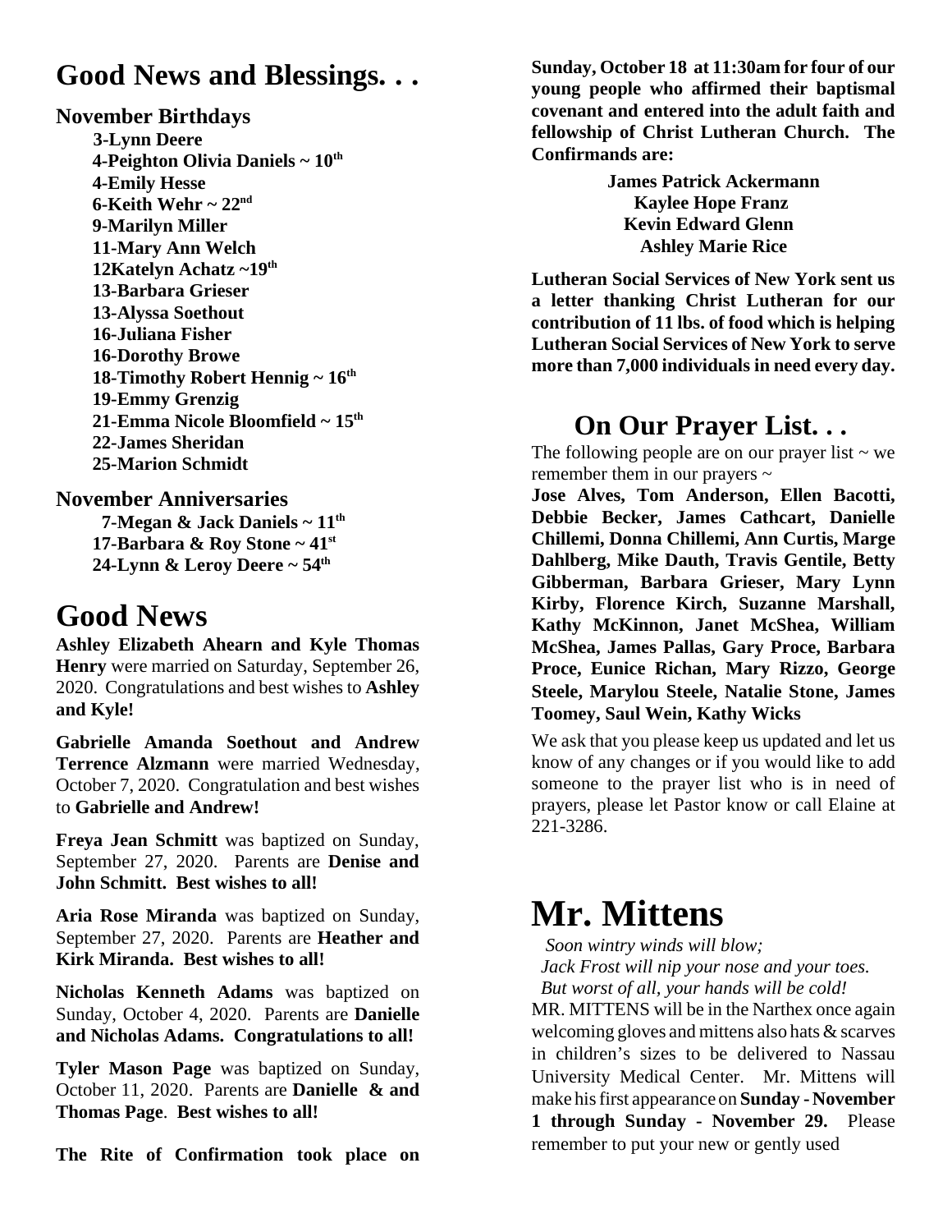# Good News and Blessings. . .

**November Birthdays**

**3-Lynn Deere**
**4-Peighton Olivia Daniels ~ 10th**
**4-Emily Hesse**
**6-Keith Wehr ~ 22nd**
**9-Marilyn Miller**
**11-Mary Ann Welch**
**12Katelyn Achatz ~19th**
**13-Barbara Grieser**
**13-Alyssa Soethout**
**16-Juliana Fisher**
**16-Dorothy Browe**
**18-Timothy Robert Hennig ~ 16th**
**19-Emmy Grenzig**
**21-Emma Nicole Bloomfield ~ 15th**
**22-James Sheridan**
**25-Marion Schmidt**

**November Anniversaries**

**7-Megan & Jack Daniels ~ 11th**
**17-Barbara & Roy Stone ~ 41st**
**24-Lynn & Leroy Deere ~ 54th**

# Good News

**Ashley Elizabeth Ahearn and Kyle Thomas Henry** were married on Saturday, September 26, 2020. Congratulations and best wishes to **Ashley and Kyle!**

**Gabrielle Amanda Soethout and Andrew Terrence Alzmann** were married Wednesday, October 7, 2020. Congratulation and best wishes to **Gabrielle and Andrew!**

**Freya Jean Schmitt** was baptized on Sunday, September 27, 2020. Parents are **Denise and John Schmitt. Best wishes to all!**

**Aria Rose Miranda** was baptized on Sunday, September 27, 2020. Parents are **Heather and Kirk Miranda. Best wishes to all!**

**Nicholas Kenneth Adams** was baptized on Sunday, October 4, 2020. Parents are **Danielle and Nicholas Adams. Congratulations to all!**

**Tyler Mason Page** was baptized on Sunday, October 11, 2020. Parents are **Danielle & and Thomas Page**. **Best wishes to all!**

**The Rite of Confirmation took place on Sunday, October 18 at 11:30am for four of our young people who affirmed their baptismal covenant and entered into the adult faith and fellowship of Christ Lutheran Church. The Confirmands are:**

**James Patrick Ackermann**
**Kaylee Hope Franz**
**Kevin Edward Glenn**
**Ashley Marie Rice**

**Lutheran Social Services of New York sent us a letter thanking Christ Lutheran for our contribution of 11 lbs. of food which is helping Lutheran Social Services of New York to serve more than 7,000 individuals in need every day.**

## On Our Prayer List. . .

The following people are on our prayer list ~ we remember them in our prayers ~

**Jose Alves, Tom Anderson, Ellen Bacotti, Debbie Becker, James Cathcart, Danielle Chillemi, Donna Chillemi, Ann Curtis, Marge Dahlberg, Mike Dauth, Travis Gentile, Betty Gibberman, Barbara Grieser, Mary Lynn Kirby, Florence Kirch, Suzanne Marshall, Kathy McKinnon, Janet McShea, William McShea, James Pallas, Gary Proce, Barbara Proce, Eunice Richan, Mary Rizzo, George Steele, Marylou Steele, Natalie Stone, James Toomey, Saul Wein, Kathy Wicks**

We ask that you please keep us updated and let us know of any changes or if you would like to add someone to the prayer list who is in need of prayers, please let Pastor know or call Elaine at 221-3286.

# Mr. Mittens

*Soon wintry winds will blow;*
*Jack Frost will nip your nose and your toes.*
*But worst of all, your hands will be cold!*

MR. MITTENS will be in the Narthex once again welcoming gloves and mittens also hats & scarves in children's sizes to be delivered to Nassau University Medical Center. Mr. Mittens will make his first appearance on **Sunday - November 1 through Sunday - November 29.** Please remember to put your new or gently used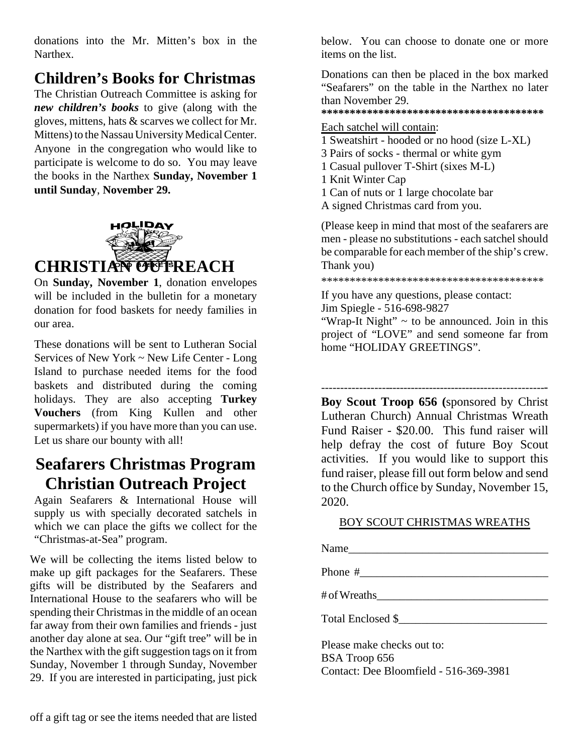donations into the Mr. Mitten's box in the Narthex.

## Children's Books for Christmas

The Christian Outreach Committee is asking for ***new children's books*** to give (along with the gloves, mittens, hats & scarves we collect for Mr. Mittens) to the Nassau University Medical Center. Anyone in the congregation who would like to participate is welcome to do so. You may leave the books in the Narthex **Sunday, November 1 until Sunday**, **November 29.**

## CHRISTIAN OUTREACH

On **Sunday, November 1**, donation envelopes will be included in the bulletin for a monetary donation for food baskets for needy families in our area.

These donations will be sent to Lutheran Social Services of New York ~ New Life Center - Long Island to purchase needed items for the food baskets and distributed during the coming holidays. They are also accepting **Turkey Vouchers** (from King Kullen and other supermarkets) if you have more than you can use. Let us share our bounty with all!

## Seafarers Christmas Program Christian Outreach Project

Again Seafarers & International House will supply us with specially decorated satchels in which we can place the gifts we collect for the "Christmas-at-Sea" program.

We will be collecting the items listed below to make up gift packages for the Seafarers. These gifts will be distributed by the Seafarers and International House to the seafarers who will be spending their Christmas in the middle of an ocean far away from their own families and friends - just another day alone at sea. Our "gift tree" will be in the Narthex with the gift suggestion tags on it from Sunday, November 1 through Sunday, November 29. If you are interested in participating, just pick off a gift tag or see the items needed that are listed below. You can choose to donate one or more items on the list.

Donations can then be placed in the box marked "Seafarers" on the table in the Narthex no later than November 29.

****************************************

Each satchel will contain:

1 Sweatshirt - hooded or no hood (size L-XL)
3 Pairs of socks - thermal or white gym
1 Casual pullover T-Shirt (sixes M-L)
1 Knit Winter Cap
1 Can of nuts or 1 large chocolate bar
A signed Christmas card from you.

(Please keep in mind that most of the seafarers are men - please no substitutions - each satchel should be comparable for each member of the ship's crew. Thank you)

****************************************

If you have any questions, please contact:
Jim Spiegle - 516-698-9827
"Wrap-It Night" ~ to be announced. Join in this project of "LOVE" and send someone far from home "HOLIDAY GREETINGS".

---

**Boy Scout Troop 656 (**sponsored by Christ Lutheran Church) Annual Christmas Wreath Fund Raiser - $20.00. This fund raiser will help defray the cost of future Boy Scout activities. If you would like to support this fund raiser, please fill out form below and send to the Church office by Sunday, November 15, 2020.

BOY SCOUT CHRISTMAS WREATHS

Name___________________________________

Phone #_________________________________

# of Wreaths______________________________

Total Enclosed $__________________________

Please make checks out to:
BSA Troop 656
Contact: Dee Bloomfield - 516-369-3981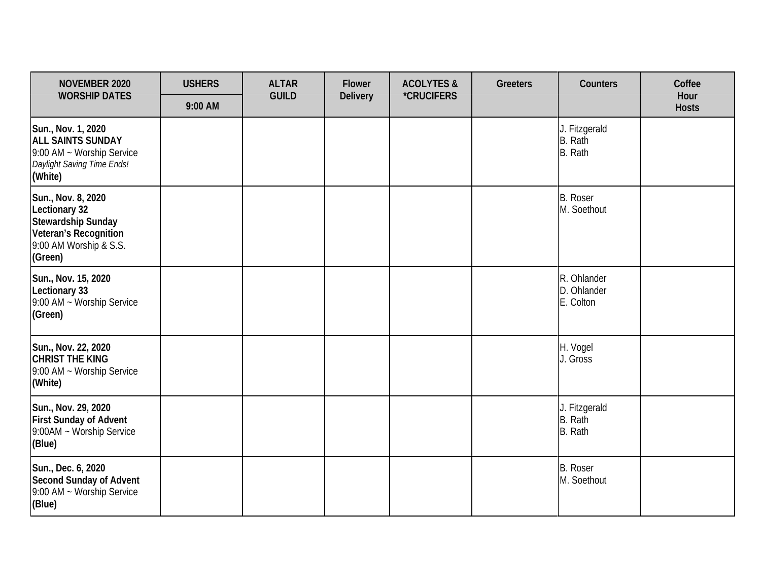| NOVEMBER 2020 WORSHIP DATES | USHERS | ALTAR GUILD | Flower Delivery | ACOLYTES & *CRUCIFERS | Greeters | Counters | Coffee Hour Hosts |
|---|---|---|---|---|---|---|---|
| | 9:00 AM | | | | | | |
| **Sun., Nov. 1, 2020**<br>**ALL SAINTS SUNDAY**<br>9:00 AM ~ Worship Service<br>*Daylight Saving Time Ends!*<br>**(White)** | | | | | | J. Fitzgerald<br>B. Rath<br>B. Rath | |
| **Sun., Nov. 8, 2020**<br>**Lectionary 32**<br>**Stewardship Sunday**<br>**Veteran's Recognition**<br>9:00 AM Worship & S.S.<br>**(Green)** | | | | | | B. Roser<br>M. Soethout | |
| **Sun., Nov. 15, 2020**<br>**Lectionary 33**<br>9:00 AM ~ Worship Service<br>**(Green)** | | | | | | R. Ohlander<br>D. Ohlander<br>E. Colton | |
| **Sun., Nov. 22, 2020**<br>**CHRIST THE KING**<br>9:00 AM ~ Worship Service<br>**(White)** | | | | | | H. Vogel<br>J. Gross | |
| **Sun., Nov. 29, 2020**<br>**First Sunday of Advent**<br>9:00AM ~ Worship Service<br>**(Blue)** | | | | | | J. Fitzgerald<br>B. Rath<br>B. Rath | |
| **Sun., Dec. 6, 2020**<br>**Second Sunday of Advent**<br>9:00 AM ~ Worship Service<br>**(Blue)** | | | | | | B. Roser<br>M. Soethout | |